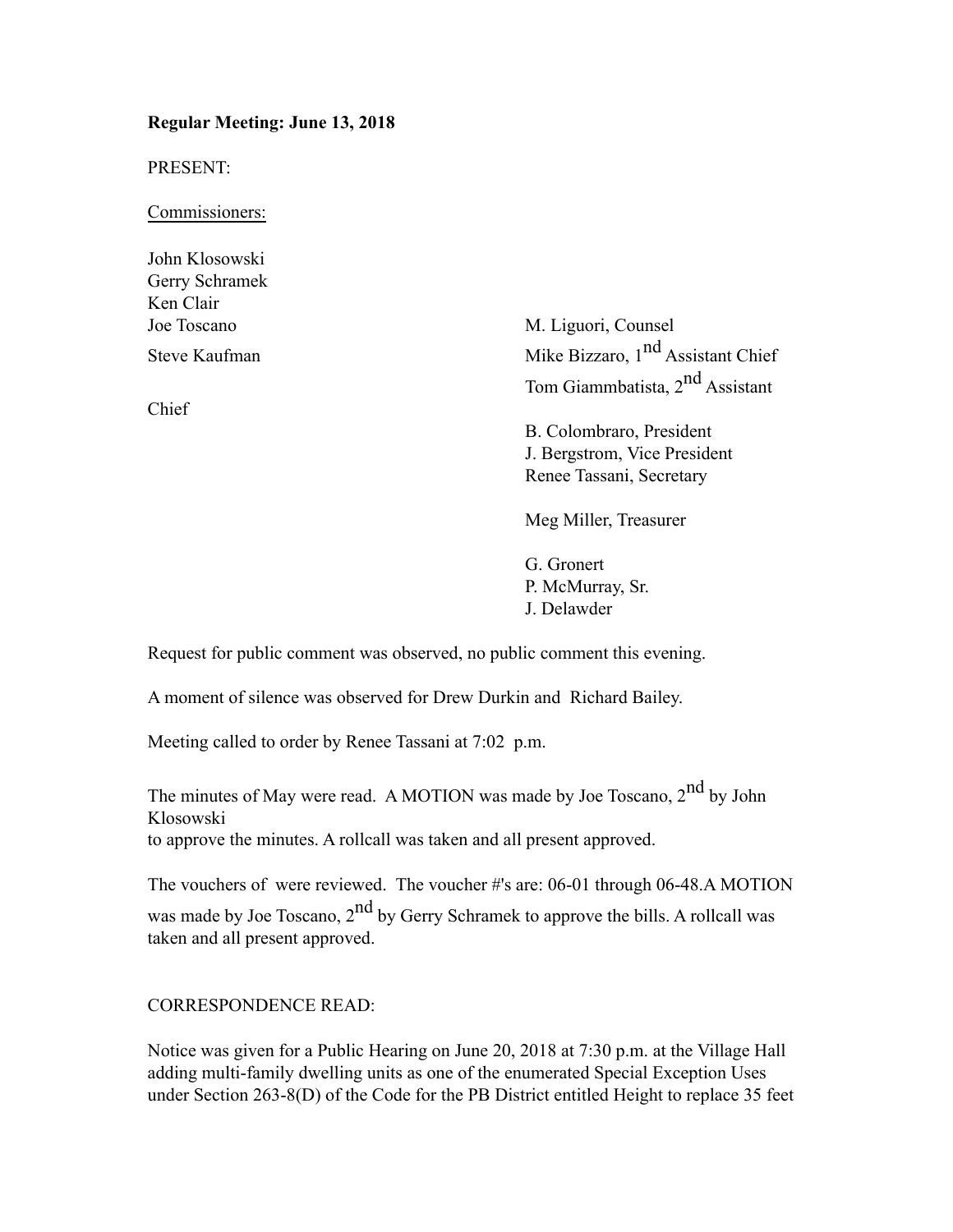**Regular Meeting: June 13, 2018**

PRESENT:

Commissioners:

John Klosowski
Gerry Schramek
Ken Clair
Joe Toscano
Steve Kaufman

Chief

M. Liguori, Counsel
Mike Bizzaro, 1nd Assistant Chief
Tom Giammbatista, 2nd Assistant

B. Colombraro, President
J. Bergstrom, Vice President
Renee Tassani, Secretary

Meg Miller, Treasurer

G. Gronert
P. McMurray, Sr.
J. Delawder

Request for public comment was observed, no public comment this evening.

A moment of silence was observed for Drew Durkin and Richard Bailey.

Meeting called to order by Renee Tassani at 7:02 p.m.

The minutes of May were read. A MOTION was made by Joe Toscano, 2nd by John Klosowski
to approve the minutes. A rollcall was taken and all present approved.

The vouchers of were reviewed. The voucher #'s are: 06-01 through 06-48.A MOTION was made by Joe Toscano, 2nd by Gerry Schramek to approve the bills. A rollcall was taken and all present approved.

CORRESPONDENCE READ:

Notice was given for a Public Hearing on June 20, 2018 at 7:30 p.m. at the Village Hall adding multi-family dwelling units as one of the enumerated Special Exception Uses under Section 263-8(D) of the Code for the PB District entitled Height to replace 35 feet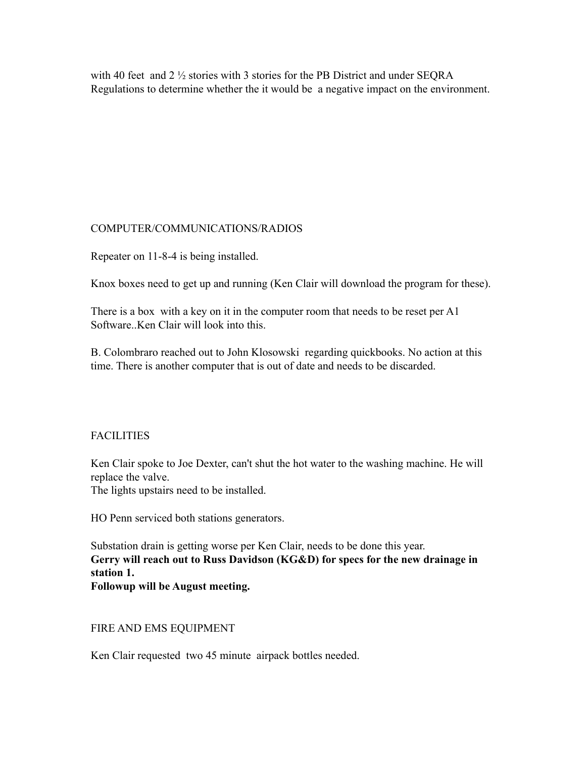with 40 feet and 2 ½ stories with 3 stories for the PB District and under SEQRA Regulations to determine whether the it would be a negative impact on the environment.

COMPUTER/COMMUNICATIONS/RADIOS

Repeater on 11-8-4 is being installed.

Knox boxes need to get up and running (Ken Clair will download the program for these).

There is a box with a key on it in the computer room that needs to be reset per A1 Software..Ken Clair will look into this.

B. Colombraro reached out to John Klosowski regarding quickbooks. No action at this time. There is another computer that is out of date and needs to be discarded.

FACILITIES

Ken Clair spoke to Joe Dexter, can't shut the hot water to the washing machine. He will replace the valve.
The lights upstairs need to be installed.

HO Penn serviced both stations generators.

Substation drain is getting worse per Ken Clair, needs to be done this year.
**Gerry will reach out to Russ Davidson (KG&D) for specs for the new drainage in station 1.**
**Followup will be August meeting.**

FIRE AND EMS EQUIPMENT

Ken Clair requested two 45 minute airpack bottles needed.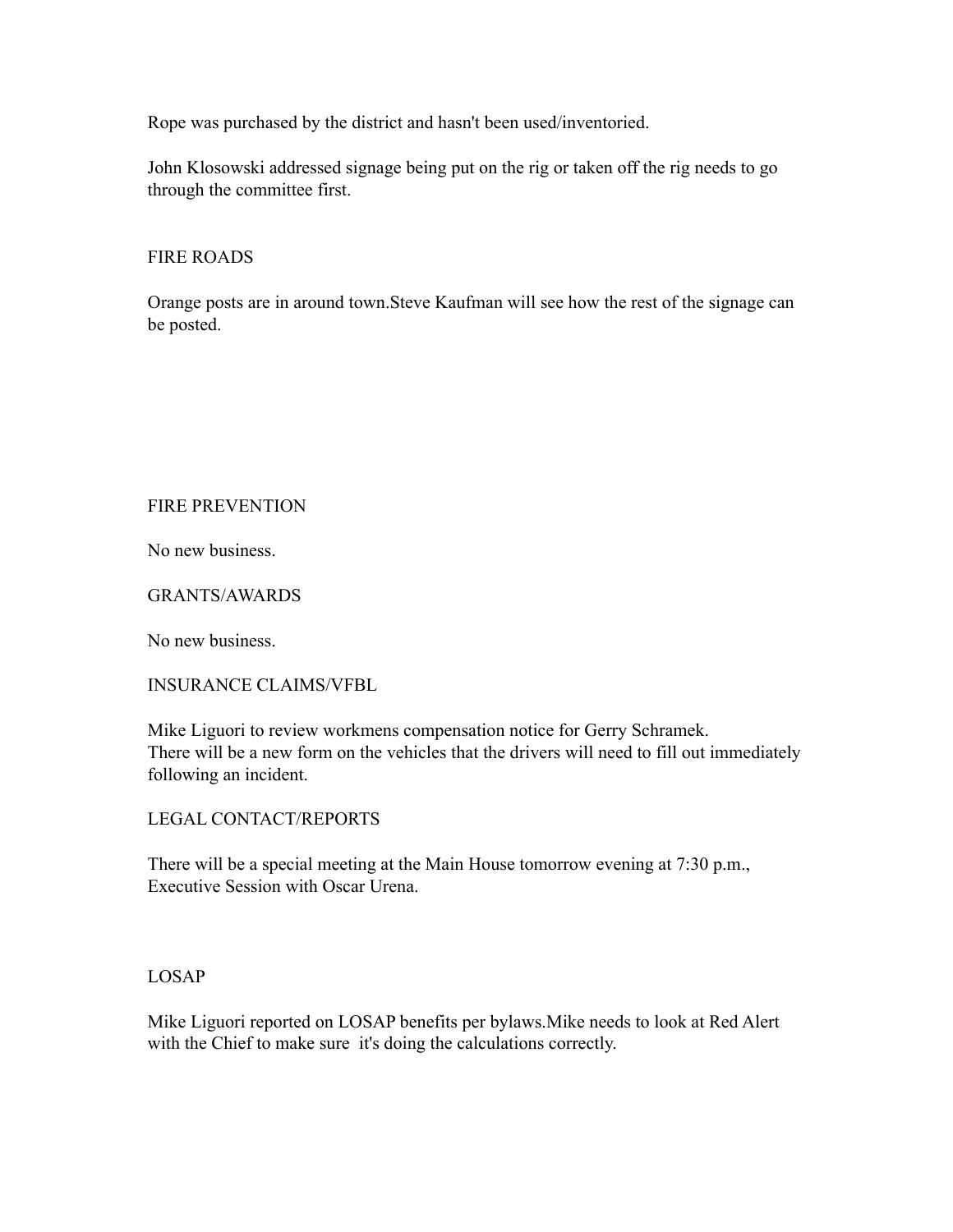Rope was purchased by the district and hasn't been used/inventoried.

John Klosowski addressed signage being put on the rig or taken off the rig needs to go through the committee first.

## FIRE ROADS

Orange posts are in around town.Steve Kaufman will see how the rest of the signage can be posted.

## FIRE PREVENTION

No new business.

## GRANTS/AWARDS

No new business.

## INSURANCE CLAIMS/VFBL

Mike Liguori to review workmens compensation notice for Gerry Schramek.
There will be a new form on the vehicles that the drivers will need to fill out immediately following an incident.

## LEGAL CONTACT/REPORTS

There will be a special meeting at the Main House tomorrow evening at 7:30 p.m., Executive Session with Oscar Urena.

## LOSAP

Mike Liguori reported on LOSAP benefits per bylaws.Mike needs to look at Red Alert with the Chief to make sure it's doing the calculations correctly.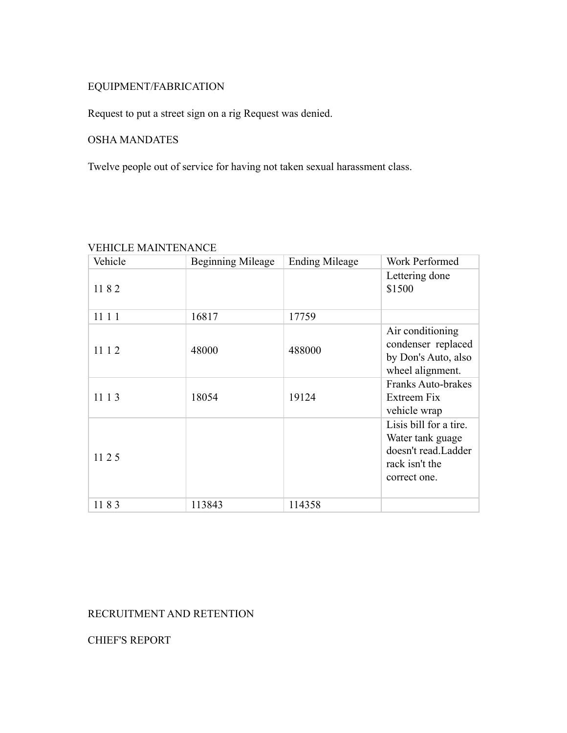EQUIPMENT/FABRICATION

Request to put a street sign on a rig Request was denied.

OSHA MANDATES

Twelve people out of service for having not taken sexual harassment class.

VEHICLE MAINTENANCE

| Vehicle | Beginning Mileage | Ending Mileage | Work Performed |
|---|---|---|---|
| 11 8 2 | | | Lettering done $1500 |
| 11 1 1 | 16817 | 17759 | |
| 11 1 2 | 48000 | 488000 | Air conditioning condenser replaced by Don's Auto, also wheel alignment. |
| 11 1 3 | 18054 | 19124 | Franks Auto-brakes Extreem Fix vehicle wrap |
| 11 2 5 | | | Lisis bill for a tire. Water tank guage doesn't read.Ladder rack isn't the correct one. |
| 11 8 3 | 113843 | 114358 | |

RECRUITMENT AND RETENTION

CHIEF'S REPORT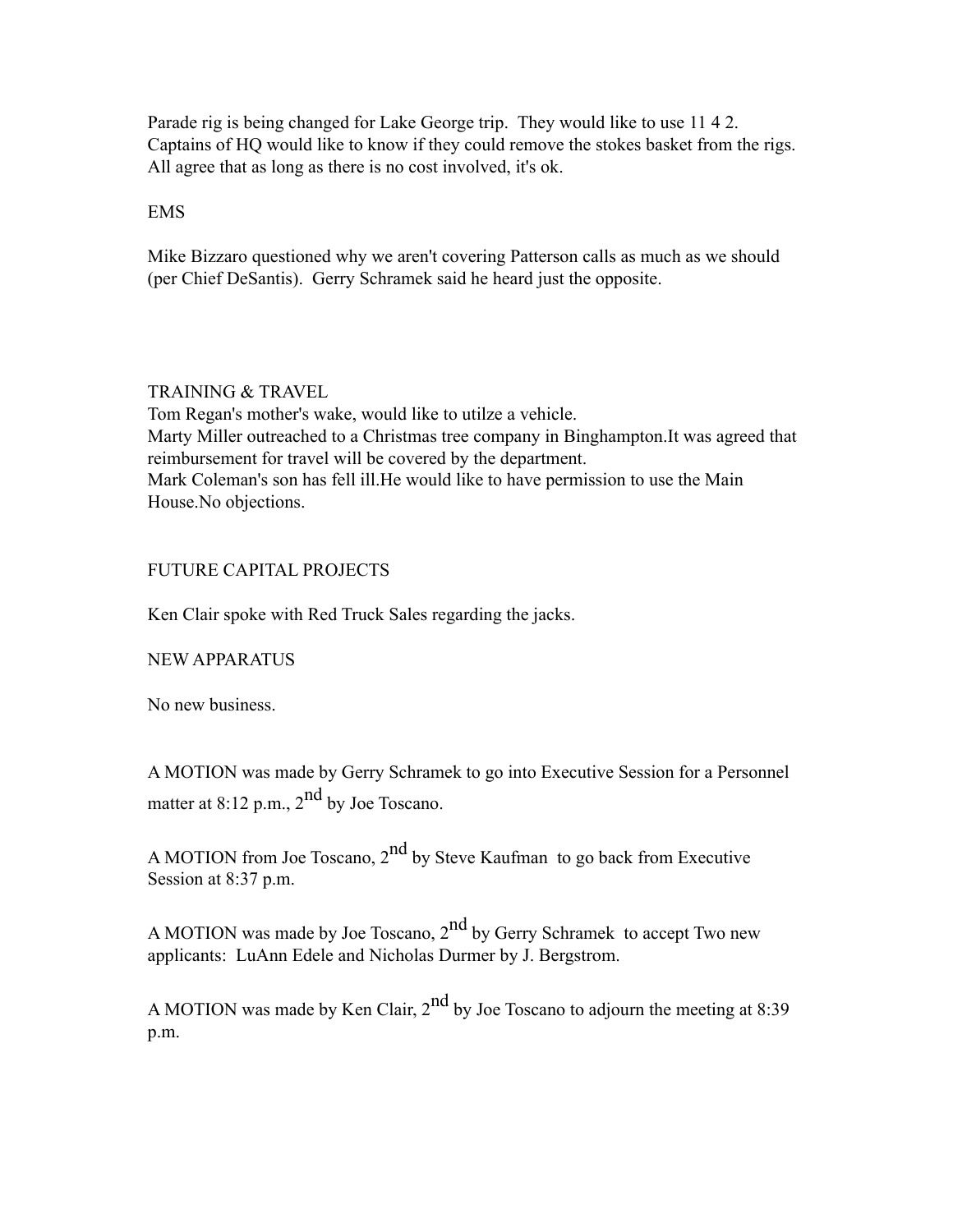Parade rig is being changed for Lake George trip. They would like to use 11 4 2. Captains of HQ would like to know if they could remove the stokes basket from the rigs. All agree that as long as there is no cost involved, it's ok.

EMS

Mike Bizzaro questioned why we aren't covering Patterson calls as much as we should (per Chief DeSantis). Gerry Schramek said he heard just the opposite.

TRAINING & TRAVEL

Tom Regan's mother's wake, would like to utilze a vehicle.
Marty Miller outreached to a Christmas tree company in Binghampton.It was agreed that reimbursement for travel will be covered by the department.
Mark Coleman's son has fell ill.He would like to have permission to use the Main House.No objections.

FUTURE CAPITAL PROJECTS

Ken Clair spoke with Red Truck Sales regarding the jacks.

NEW APPARATUS

No new business.

A MOTION was made by Gerry Schramek to go into Executive Session for a Personnel matter at 8:12 p.m., 2nd by Joe Toscano.

A MOTION from Joe Toscano, 2nd by Steve Kaufman to go back from Executive Session at 8:37 p.m.

A MOTION was made by Joe Toscano, 2nd by Gerry Schramek to accept Two new applicants: LuAnn Edele and Nicholas Durmer by J. Bergstrom.

A MOTION was made by Ken Clair, 2nd by Joe Toscano to adjourn the meeting at 8:39 p.m.